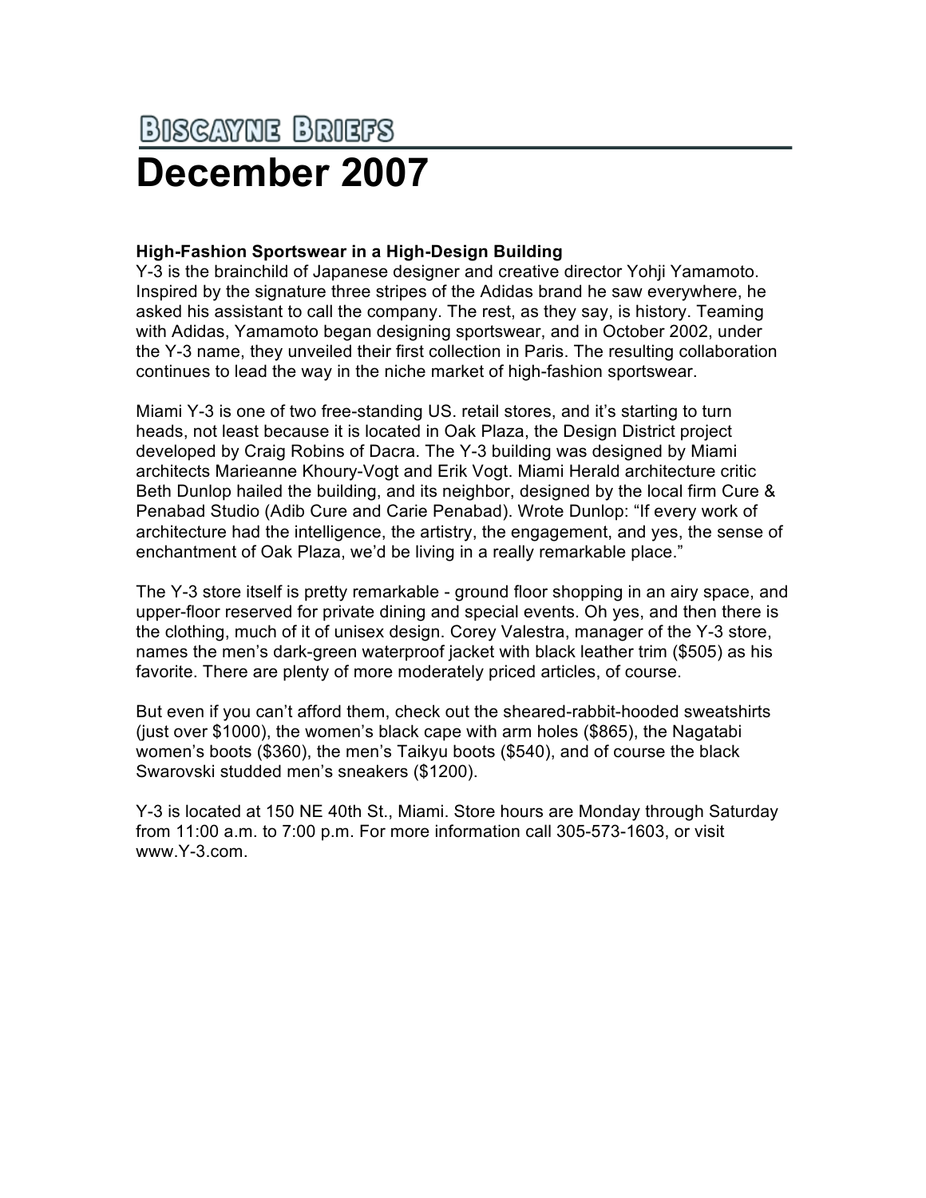# Biscayne Briefs

# December 2007

**High-Fashion Sportswear in a High-Design Building**

Y-3 is the brainchild of Japanese designer and creative director Yohji Yamamoto. Inspired by the signature three stripes of the Adidas brand he saw everywhere, he asked his assistant to call the company. The rest, as they say, is history. Teaming with Adidas, Yamamoto began designing sportswear, and in October 2002, under the Y-3 name, they unveiled their first collection in Paris. The resulting collaboration continues to lead the way in the niche market of high-fashion sportswear.

Miami Y-3 is one of two free-standing US. retail stores, and it's starting to turn heads, not least because it is located in Oak Plaza, the Design District project developed by Craig Robins of Dacra. The Y-3 building was designed by Miami architects Marieanne Khoury-Vogt and Erik Vogt. Miami Herald architecture critic Beth Dunlop hailed the building, and its neighbor, designed by the local firm Cure & Penabad Studio (Adib Cure and Carie Penabad). Wrote Dunlop: "If every work of architecture had the intelligence, the artistry, the engagement, and yes, the sense of enchantment of Oak Plaza, we'd be living in a really remarkable place."

The Y-3 store itself is pretty remarkable - ground floor shopping in an airy space, and upper-floor reserved for private dining and special events. Oh yes, and then there is the clothing, much of it of unisex design. Corey Valestra, manager of the Y-3 store, names the men's dark-green waterproof jacket with black leather trim ($505) as his favorite. There are plenty of more moderately priced articles, of course.

But even if you can't afford them, check out the sheared-rabbit-hooded sweatshirts (just over $1000), the women's black cape with arm holes ($865), the Nagatabi women's boots ($360), the men's Taikyu boots ($540), and of course the black Swarovski studded men's sneakers ($1200).

Y-3 is located at 150 NE 40th St., Miami. Store hours are Monday through Saturday from 11:00 a.m. to 7:00 p.m. For more information call 305-573-1603, or visit www.Y-3.com.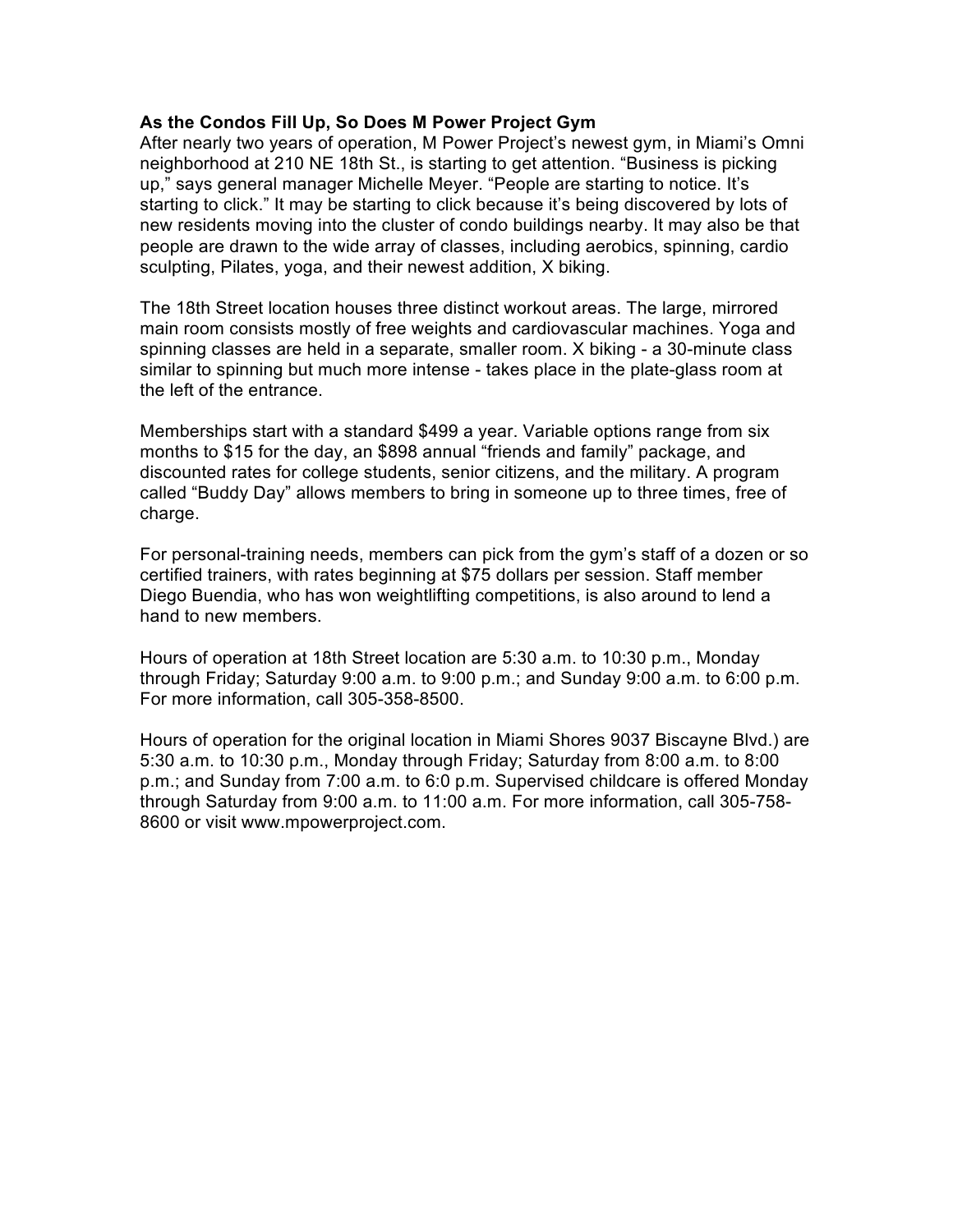**As the Condos Fill Up, So Does M Power Project Gym**

After nearly two years of operation, M Power Project's newest gym, in Miami's Omni neighborhood at 210 NE 18th St., is starting to get attention. "Business is picking up," says general manager Michelle Meyer. "People are starting to notice. It's starting to click." It may be starting to click because it's being discovered by lots of new residents moving into the cluster of condo buildings nearby. It may also be that people are drawn to the wide array of classes, including aerobics, spinning, cardio sculpting, Pilates, yoga, and their newest addition, X biking.

The 18th Street location houses three distinct workout areas. The large, mirrored main room consists mostly of free weights and cardiovascular machines. Yoga and spinning classes are held in a separate, smaller room. X biking - a 30-minute class similar to spinning but much more intense - takes place in the plate-glass room at the left of the entrance.

Memberships start with a standard $499 a year. Variable options range from six months to $15 for the day, an $898 annual "friends and family" package, and discounted rates for college students, senior citizens, and the military. A program called "Buddy Day" allows members to bring in someone up to three times, free of charge.

For personal-training needs, members can pick from the gym's staff of a dozen or so certified trainers, with rates beginning at $75 dollars per session. Staff member Diego Buendia, who has won weightlifting competitions, is also around to lend a hand to new members.

Hours of operation at 18th Street location are 5:30 a.m. to 10:30 p.m., Monday through Friday; Saturday 9:00 a.m. to 9:00 p.m.; and Sunday 9:00 a.m. to 6:00 p.m. For more information, call 305-358-8500.

Hours of operation for the original location in Miami Shores 9037 Biscayne Blvd.) are 5:30 a.m. to 10:30 p.m., Monday through Friday; Saturday from 8:00 a.m. to 8:00 p.m.; and Sunday from 7:00 a.m. to 6:0 p.m. Supervised childcare is offered Monday through Saturday from 9:00 a.m. to 11:00 a.m. For more information, call 305-758-8600 or visit www.mpowerproject.com.